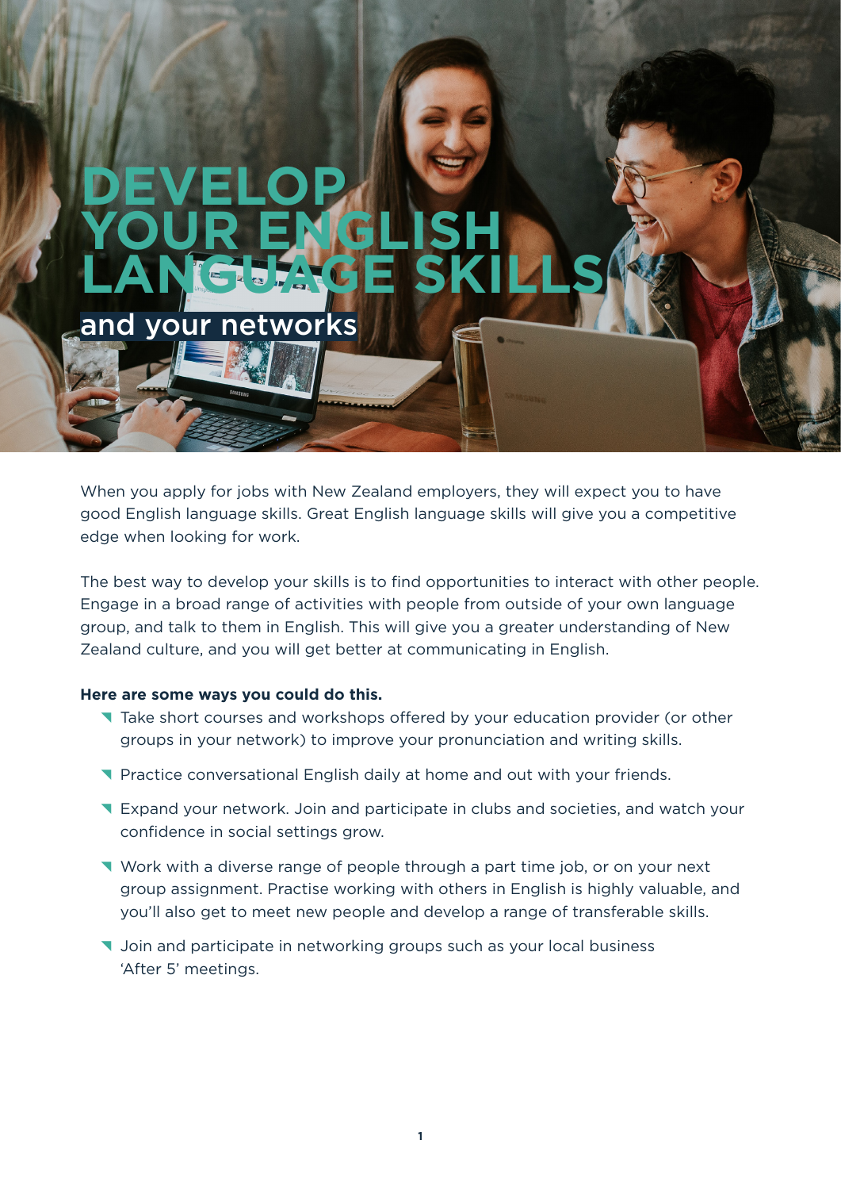# DEVELOP YOUR ENGLISH LANGUAGE SKILLS

## and your networks

When you apply for jobs with New Zealand employers, they will expect you to have good English language skills. Great English language skills will give you a competitive edge when looking for work.

The best way to develop your skills is to find opportunities to interact with other people. Engage in a broad range of activities with people from outside of your own language group, and talk to them in English. This will give you a greater understanding of New Zealand culture, and you will get better at communicating in English.

**Here are some ways you could do this.**

- Take short courses and workshops offered by your education provider (or other groups in your network) to improve your pronunciation and writing skills.
- Practice conversational English daily at home and out with your friends.
- Expand your network. Join and participate in clubs and societies, and watch your confidence in social settings grow.
- Work with a diverse range of people through a part time job, or on your next group assignment. Practise working with others in English is highly valuable, and you'll also get to meet new people and develop a range of transferable skills.
- Join and participate in networking groups such as your local business 'After 5' meetings.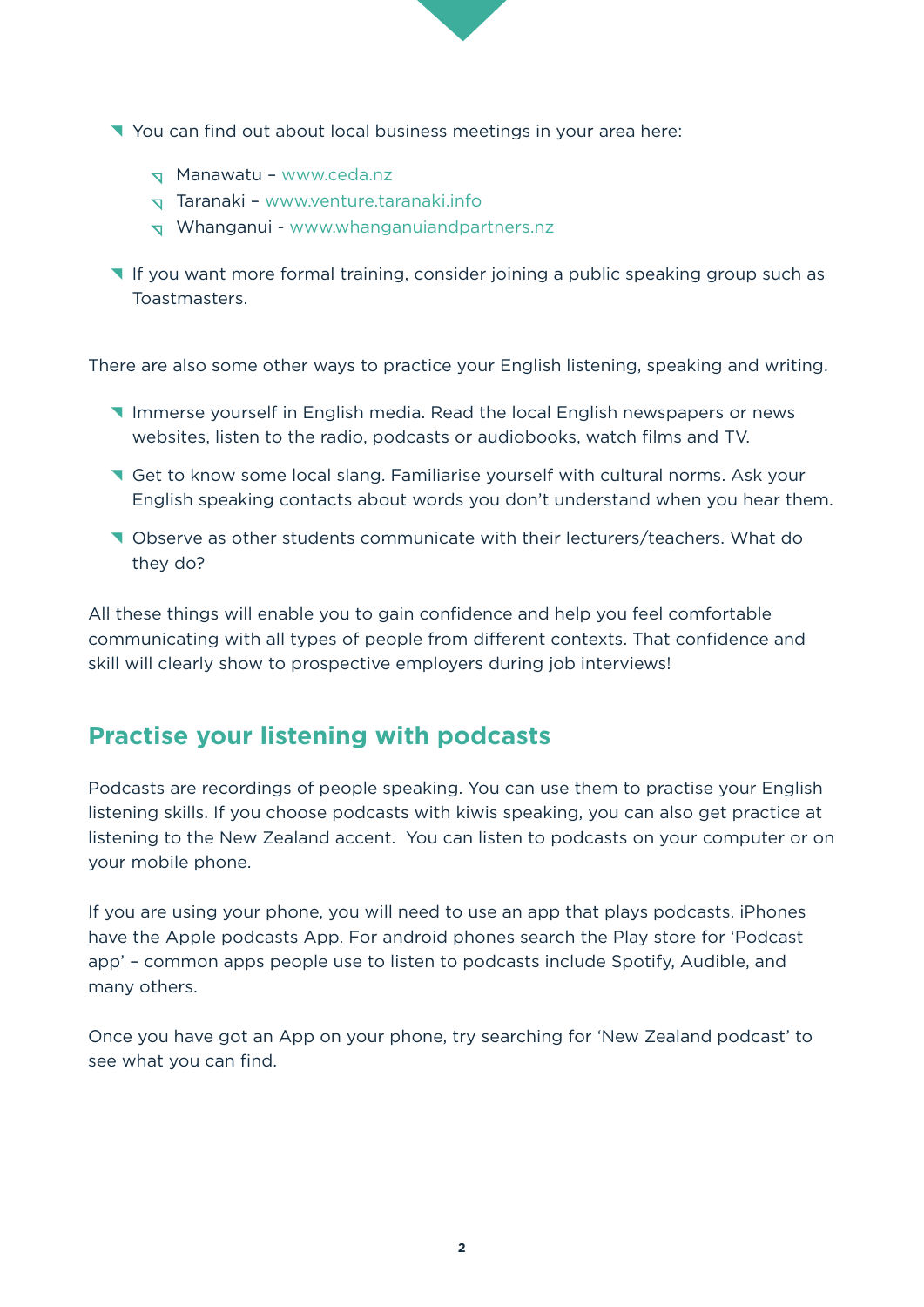- You can find out about local business meetings in your area here:
  - Manawatu – www.ceda.nz
  - Taranaki – www.venture.taranaki.info
  - Whanganui - www.whanganuiandpartners.nz
- If you want more formal training, consider joining a public speaking group such as Toastmasters.

There are also some other ways to practice your English listening, speaking and writing.

- Immerse yourself in English media. Read the local English newspapers or news websites, listen to the radio, podcasts or audiobooks, watch films and TV.
- Get to know some local slang. Familiarise yourself with cultural norms. Ask your English speaking contacts about words you don't understand when you hear them.
- Observe as other students communicate with their lecturers/teachers. What do they do?

All these things will enable you to gain confidence and help you feel comfortable communicating with all types of people from different contexts. That confidence and skill will clearly show to prospective employers during job interviews!

## Practise your listening with podcasts

Podcasts are recordings of people speaking. You can use them to practise your English listening skills. If you choose podcasts with kiwis speaking, you can also get practice at listening to the New Zealand accent. You can listen to podcasts on your computer or on your mobile phone.

If you are using your phone, you will need to use an app that plays podcasts. iPhones have the Apple podcasts App. For android phones search the Play store for 'Podcast app' – common apps people use to listen to podcasts include Spotify, Audible, and many others.

Once you have got an App on your phone, try searching for 'New Zealand podcast' to see what you can find.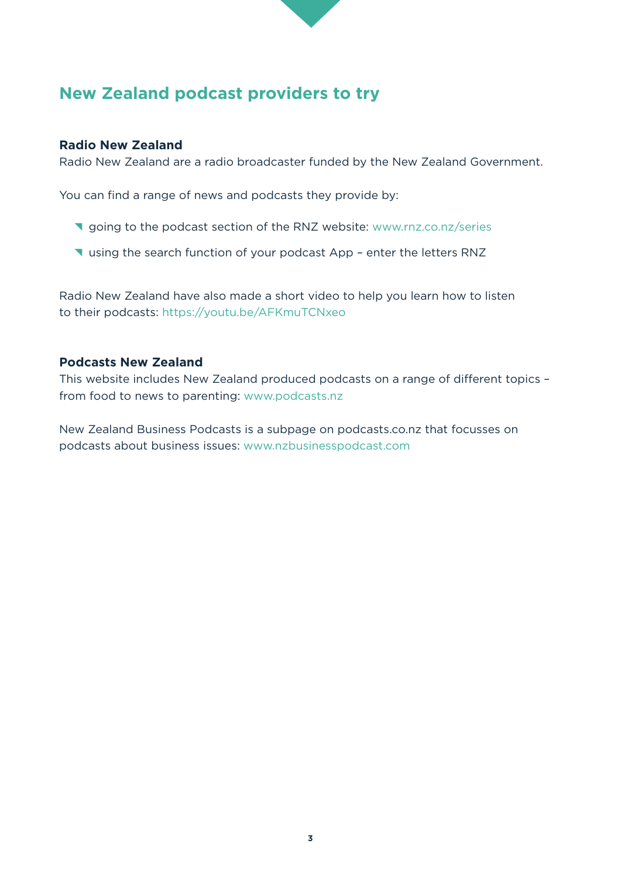## New Zealand podcast providers to try

### Radio New Zealand

Radio New Zealand are a radio broadcaster funded by the New Zealand Government.

You can find a range of news and podcasts they provide by:

- going to the podcast section of the RNZ website: www.rnz.co.nz/series
- using the search function of your podcast App – enter the letters RNZ

Radio New Zealand have also made a short video to help you learn how to listen to their podcasts: https://youtu.be/AFKmuTCNxeo

### Podcasts New Zealand

This website includes New Zealand produced podcasts on a range of different topics – from food to news to parenting: www.podcasts.nz

New Zealand Business Podcasts is a subpage on podcasts.co.nz that focusses on podcasts about business issues: www.nzbusinesspodcast.com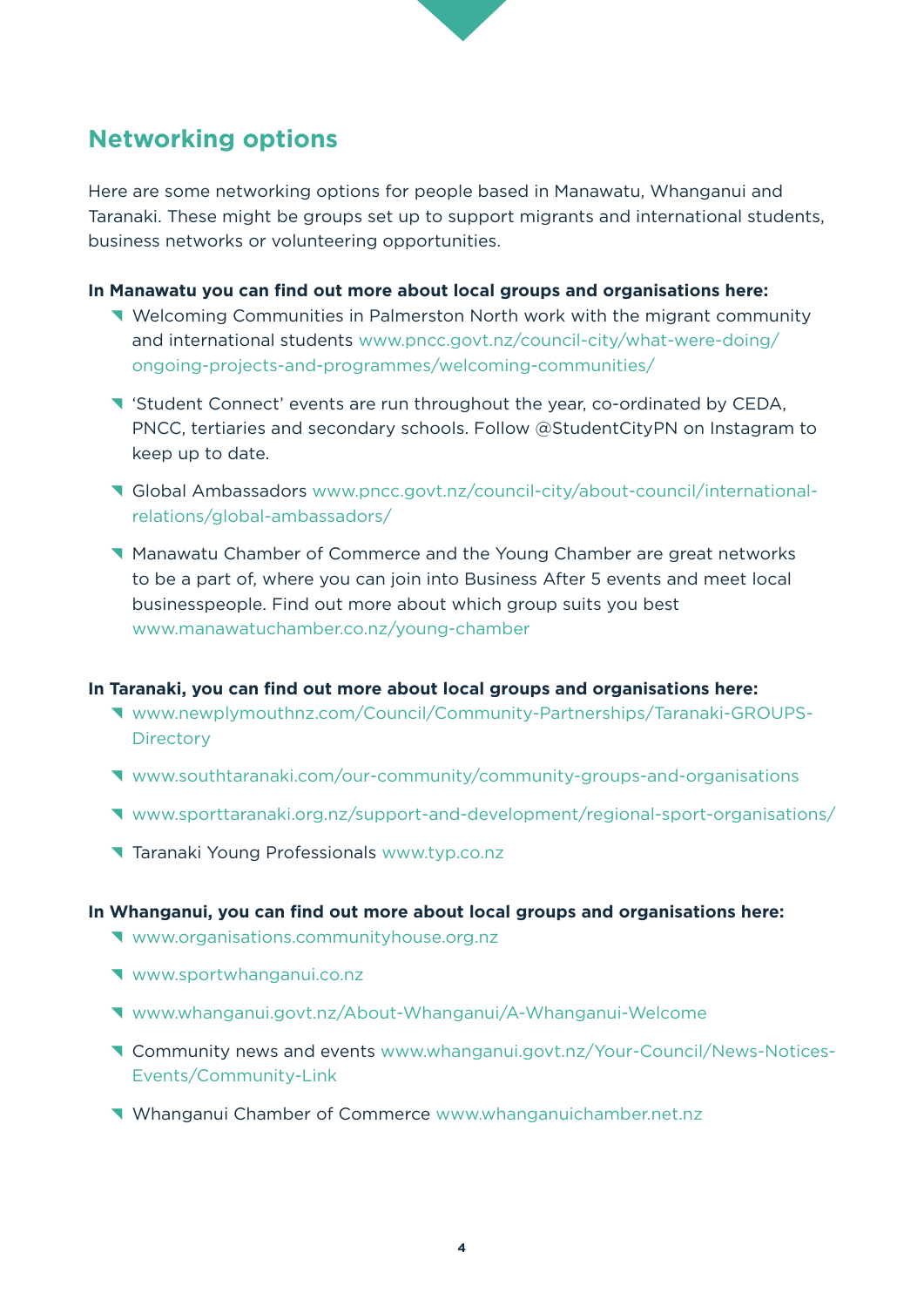## Networking options

Here are some networking options for people based in Manawatu, Whanganui and Taranaki. These might be groups set up to support migrants and international students, business networks or volunteering opportunities.

**In Manawatu you can find out more about local groups and organisations here:**

- Welcoming Communities in Palmerston North work with the migrant community and international students www.pncc.govt.nz/council-city/what-were-doing/ongoing-projects-and-programmes/welcoming-communities/
- 'Student Connect' events are run throughout the year, co-ordinated by CEDA, PNCC, tertiaries and secondary schools. Follow @StudentCityPN on Instagram to keep up to date.
- Global Ambassadors www.pncc.govt.nz/council-city/about-council/international-relations/global-ambassadors/
- Manawatu Chamber of Commerce and the Young Chamber are great networks to be a part of, where you can join into Business After 5 events and meet local businesspeople. Find out more about which group suits you best www.manawatuchamber.co.nz/young-chamber

**In Taranaki, you can find out more about local groups and organisations here:**

- www.newplymouthnz.com/Council/Community-Partnerships/Taranaki-GROUPS-Directory
- www.southtaranaki.com/our-community/community-groups-and-organisations
- www.sporttaranaki.org.nz/support-and-development/regional-sport-organisations/
- Taranaki Young Professionals www.typ.co.nz

**In Whanganui, you can find out more about local groups and organisations here:**

- www.organisations.communityhouse.org.nz
- www.sportwhanganui.co.nz
- www.whanganui.govt.nz/About-Whanganui/A-Whanganui-Welcome
- Community news and events www.whanganui.govt.nz/Your-Council/News-Notices-Events/Community-Link
- Whanganui Chamber of Commerce www.whanganuichamber.net.nz